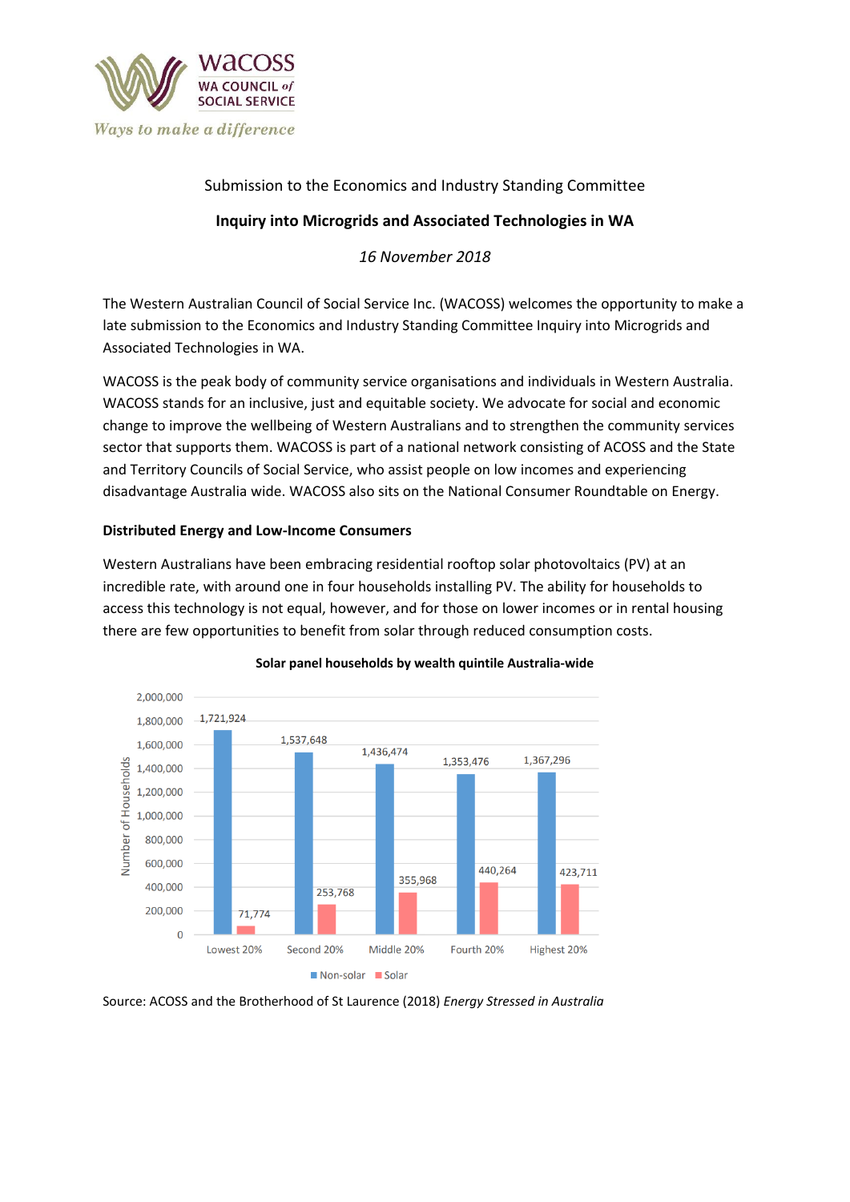WACOSS
WA COUNCIL of SOCIAL SERVICE
*Ways to make a difference*

Submission to the Economics and Industry Standing Committee

**Inquiry into Microgrids and Associated Technologies in WA**

*16 November 2018*

The Western Australian Council of Social Service Inc. (WACOSS) welcomes the opportunity to make a late submission to the Economics and Industry Standing Committee Inquiry into Microgrids and Associated Technologies in WA.

WACOSS is the peak body of community service organisations and individuals in Western Australia. WACOSS stands for an inclusive, just and equitable society. We advocate for social and economic change to improve the wellbeing of Western Australians and to strengthen the community services sector that supports them. WACOSS is part of a national network consisting of ACOSS and the State and Territory Councils of Social Service, who assist people on low incomes and experiencing disadvantage Australia wide. WACOSS also sits on the National Consumer Roundtable on Energy.

### Distributed Energy and Low-Income Consumers

Western Australians have been embracing residential rooftop solar photovoltaics (PV) at an incredible rate, with around one in four households installing PV. The ability for households to access this technology is not equal, however, and for those on lower incomes or in rental housing there are few opportunities to benefit from solar through reduced consumption costs.

**Solar panel households by wealth quintile Australia-wide**

| Wealth quintile | Non-solar | Solar |
|---|---|---|
| Lowest 20% | 1,721,924 | 71,774 |
| Second 20% | 1,537,648 | 253,768 |
| Middle 20% | 1,436,474 | 355,968 |
| Fourth 20% | 1,353,476 | 440,264 |
| Highest 20% | 1,367,296 | 423,711 |

Source: ACOSS and the Brotherhood of St Laurence (2018) *Energy Stressed in Australia*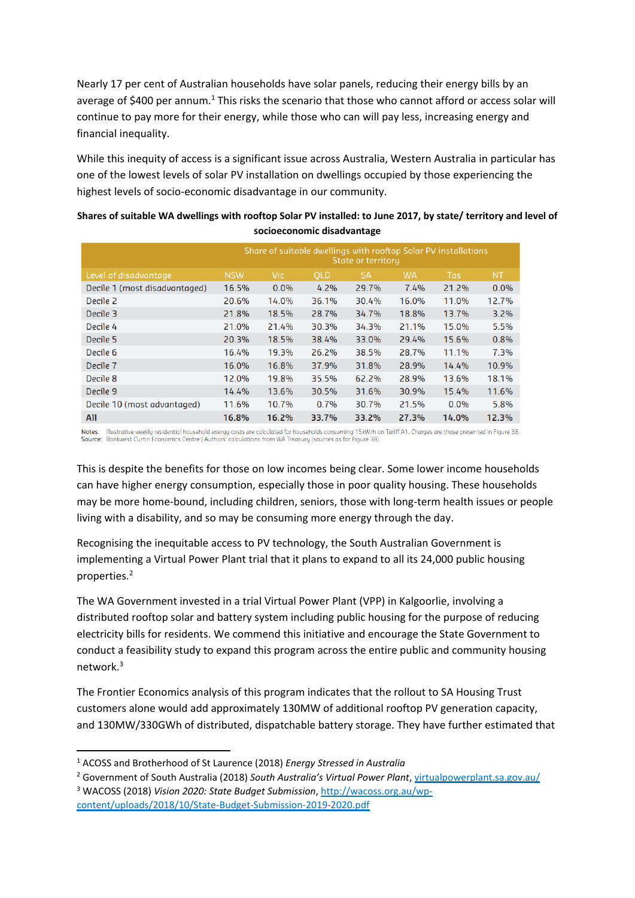Nearly 17 per cent of Australian households have solar panels, reducing their energy bills by an average of $400 per annum.[1] This risks the scenario that those who cannot afford or access solar will continue to pay more for their energy, while those who can will pay less, increasing energy and financial inequality.

While this inequity of access is a significant issue across Australia, Western Australia in particular has one of the lowest levels of solar PV installation on dwellings occupied by those experiencing the highest levels of socio-economic disadvantage in our community.

**Shares of suitable WA dwellings with rooftop Solar PV installed: to June 2017, by state/ territory and level of socioeconomic disadvantage**

| | Share of suitable dwellings with rooftop Solar PV installations State or territory | | | | | | |
|---|---|---|---|---|---|---|---|
| Level of disadvantage | NSW | Vic | QLD | SA | WA | Tas | NT |
| Decile 1 (most disadvantaged) | 16.5% | 0.0% | 4.2% | 29.7% | 7.4% | 21.2% | 0.0% |
| Decile 2 | 20.6% | 14.0% | 36.1% | 30.4% | 16.0% | 11.0% | 12.7% |
| Decile 3 | 21.8% | 18.5% | 28.7% | 34.7% | 18.8% | 13.7% | 3.2% |
| Decile 4 | 21.0% | 21.4% | 30.3% | 34.3% | 21.1% | 15.0% | 5.5% |
| Decile 5 | 20.3% | 18.5% | 38.4% | 33.0% | 29.4% | 15.6% | 0.8% |
| Decile 6 | 16.4% | 19.3% | 26.2% | 38.5% | 28.7% | 11.1% | 7.3% |
| Decile 7 | 16.0% | 16.8% | 37.9% | 31.8% | 28.9% | 14.4% | 10.9% |
| Decile 8 | 12.0% | 19.8% | 35.5% | 62.2% | 28.9% | 13.6% | 18.1% |
| Decile 9 | 14.4% | 13.6% | 30.5% | 31.6% | 30.9% | 15.4% | 11.6% |
| Decile 10 (most advantaged) | 11.6% | 10.7% | 0.7% | 30.7% | 21.5% | 0.0% | 5.8% |
| **All** | **16.8%** | **16.2%** | **33.7%** | **33.2%** | **27.3%** | **14.0%** | **12.3%** |

Notes: Illustrative weekly residential household energy costs are calculated for households consuming 15kW/h on Tariff A1. Charges are those presented in Figure 38.
Source: Bankwest Curtin Economics Centre | Authors' calculations from WA Treasury (sources as for Figure 38).

This is despite the benefits for those on low incomes being clear. Some lower income households can have higher energy consumption, especially those in poor quality housing. These households may be more home-bound, including children, seniors, those with long-term health issues or people living with a disability, and so may be consuming more energy through the day.

Recognising the inequitable access to PV technology, the South Australian Government is implementing a Virtual Power Plant trial that it plans to expand to all its 24,000 public housing properties.[2]

The WA Government invested in a trial Virtual Power Plant (VPP) in Kalgoorlie, involving a distributed rooftop solar and battery system including public housing for the purpose of reducing electricity bills for residents. We commend this initiative and encourage the State Government to conduct a feasibility study to expand this program across the entire public and community housing network.[3]

The Frontier Economics analysis of this program indicates that the rollout to SA Housing Trust customers alone would add approximately 130MW of additional rooftop PV generation capacity, and 130MW/330GWh of distributed, dispatchable battery storage. They have further estimated that

---

[1] ACOSS and Brotherhood of St Laurence (2018) *Energy Stressed in Australia*

[2] Government of South Australia (2018) *South Australia's Virtual Power Plant*, virtualpowerplant.sa.gov.au/

[3] WACOSS (2018) *Vision 2020: State Budget Submission*, http://wacoss.org.au/wp-content/uploads/2018/10/State-Budget-Submission-2019-2020.pdf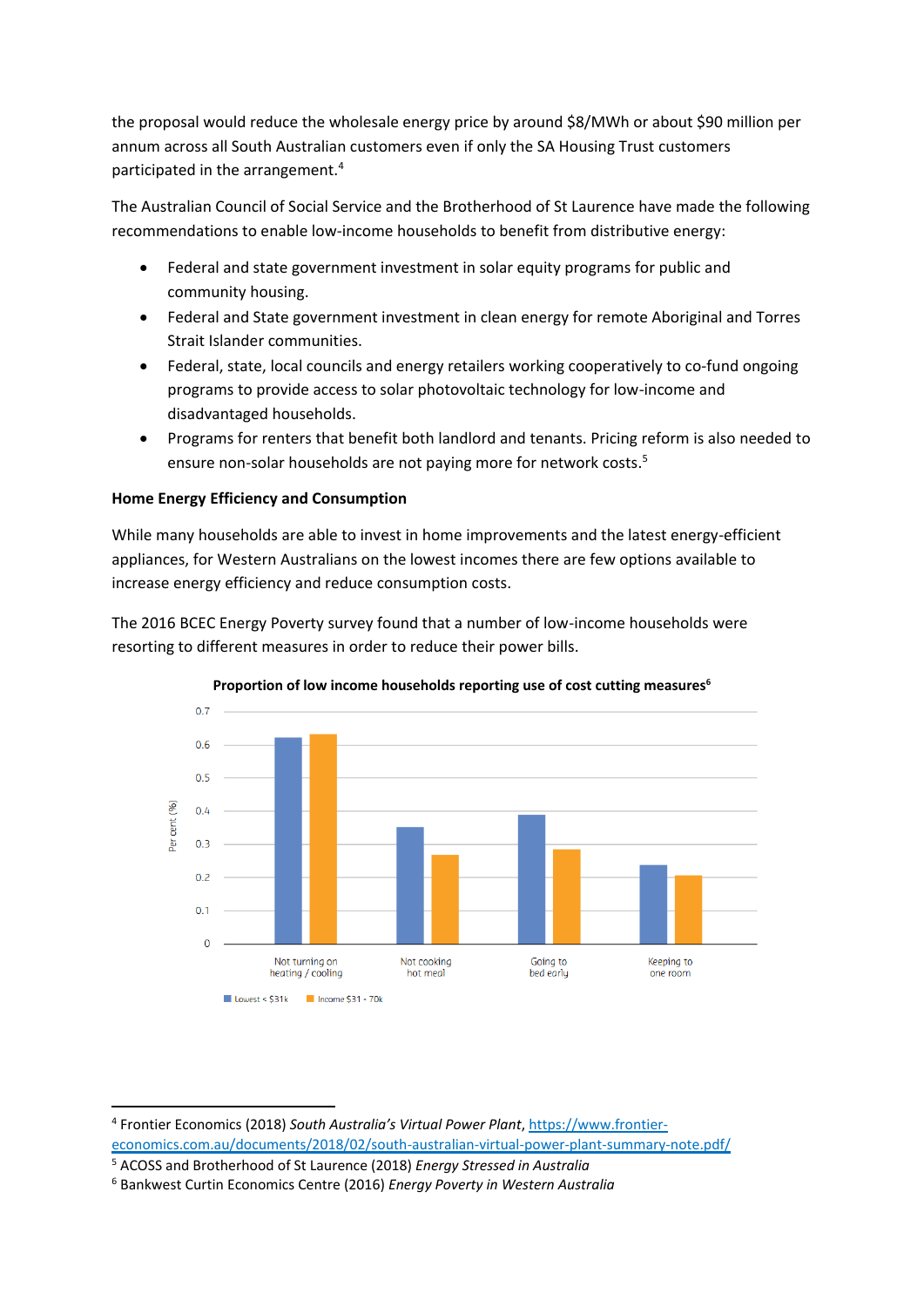the proposal would reduce the wholesale energy price by around $8/MWh or about $90 million per annum across all South Australian customers even if only the SA Housing Trust customers participated in the arrangement.[4]

The Australian Council of Social Service and the Brotherhood of St Laurence have made the following recommendations to enable low-income households to benefit from distributive energy:

- Federal and state government investment in solar equity programs for public and community housing.
- Federal and State government investment in clean energy for remote Aboriginal and Torres Strait Islander communities.
- Federal, state, local councils and energy retailers working cooperatively to co-fund ongoing programs to provide access to solar photovoltaic technology for low-income and disadvantaged households.
- Programs for renters that benefit both landlord and tenants. Pricing reform is also needed to ensure non-solar households are not paying more for network costs.[5]

**Home Energy Efficiency and Consumption**

While many households are able to invest in home improvements and the latest energy-efficient appliances, for Western Australians on the lowest incomes there are few options available to increase energy efficiency and reduce consumption costs.

The 2016 BCEC Energy Poverty survey found that a number of low-income households were resorting to different measures in order to reduce their power bills.

**Proportion of low income households reporting use of cost cutting measures[6]**

---

[4] Frontier Economics (2018) *South Australia's Virtual Power Plant*, https://www.frontier-economics.com.au/documents/2018/02/south-australian-virtual-power-plant-summary-note.pdf/

[5] ACOSS and Brotherhood of St Laurence (2018) *Energy Stressed in Australia*

[6] Bankwest Curtin Economics Centre (2016) *Energy Poverty in Western Australia*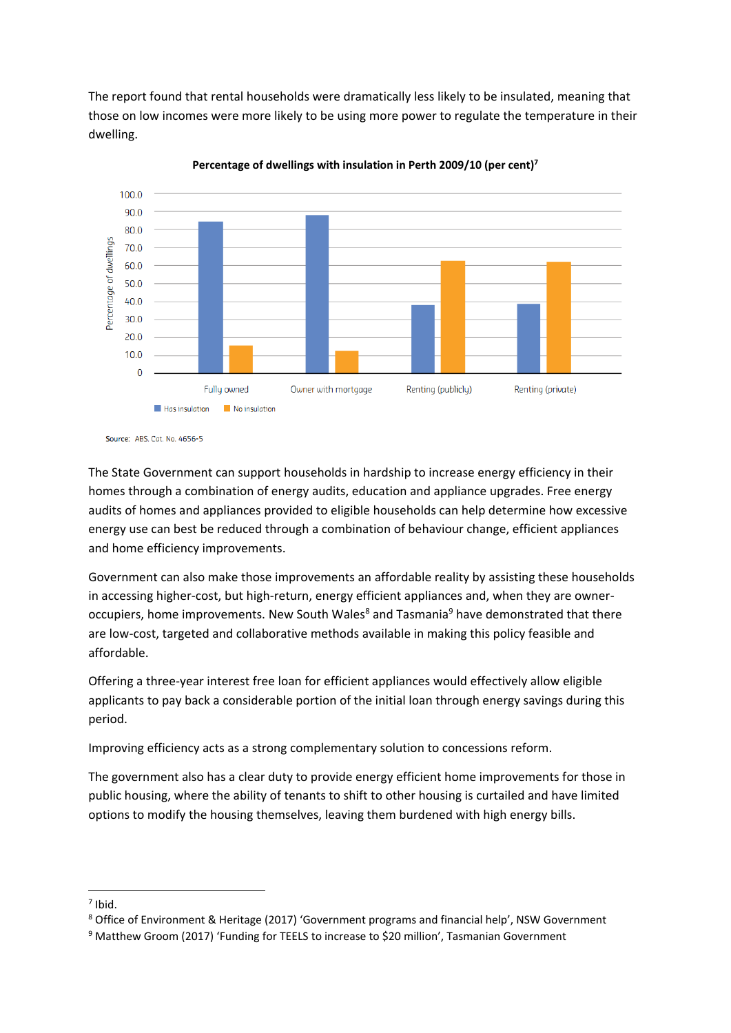The report found that rental households were dramatically less likely to be insulated, meaning that those on low incomes were more likely to be using more power to regulate the temperature in their dwelling.

**Percentage of dwellings with insulation in Perth 2009/10 (per cent)**[7]

Source: ABS. Cat. No. 4656-5

The State Government can support households in hardship to increase energy efficiency in their homes through a combination of energy audits, education and appliance upgrades. Free energy audits of homes and appliances provided to eligible households can help determine how excessive energy use can best be reduced through a combination of behaviour change, efficient appliances and home efficiency improvements.

Government can also make those improvements an affordable reality by assisting these households in accessing higher-cost, but high-return, energy efficient appliances and, when they are owner-occupiers, home improvements. New South Wales[8] and Tasmania[9] have demonstrated that there are low-cost, targeted and collaborative methods available in making this policy feasible and affordable.

Offering a three-year interest free loan for efficient appliances would effectively allow eligible applicants to pay back a considerable portion of the initial loan through energy savings during this period.

Improving efficiency acts as a strong complementary solution to concessions reform.

The government also has a clear duty to provide energy efficient home improvements for those in public housing, where the ability of tenants to shift to other housing is curtailed and have limited options to modify the housing themselves, leaving them burdened with high energy bills.

---

[7] Ibid.

[8] Office of Environment & Heritage (2017) 'Government programs and financial help', NSW Government

[9] Matthew Groom (2017) 'Funding for TEELS to increase to $20 million', Tasmanian Government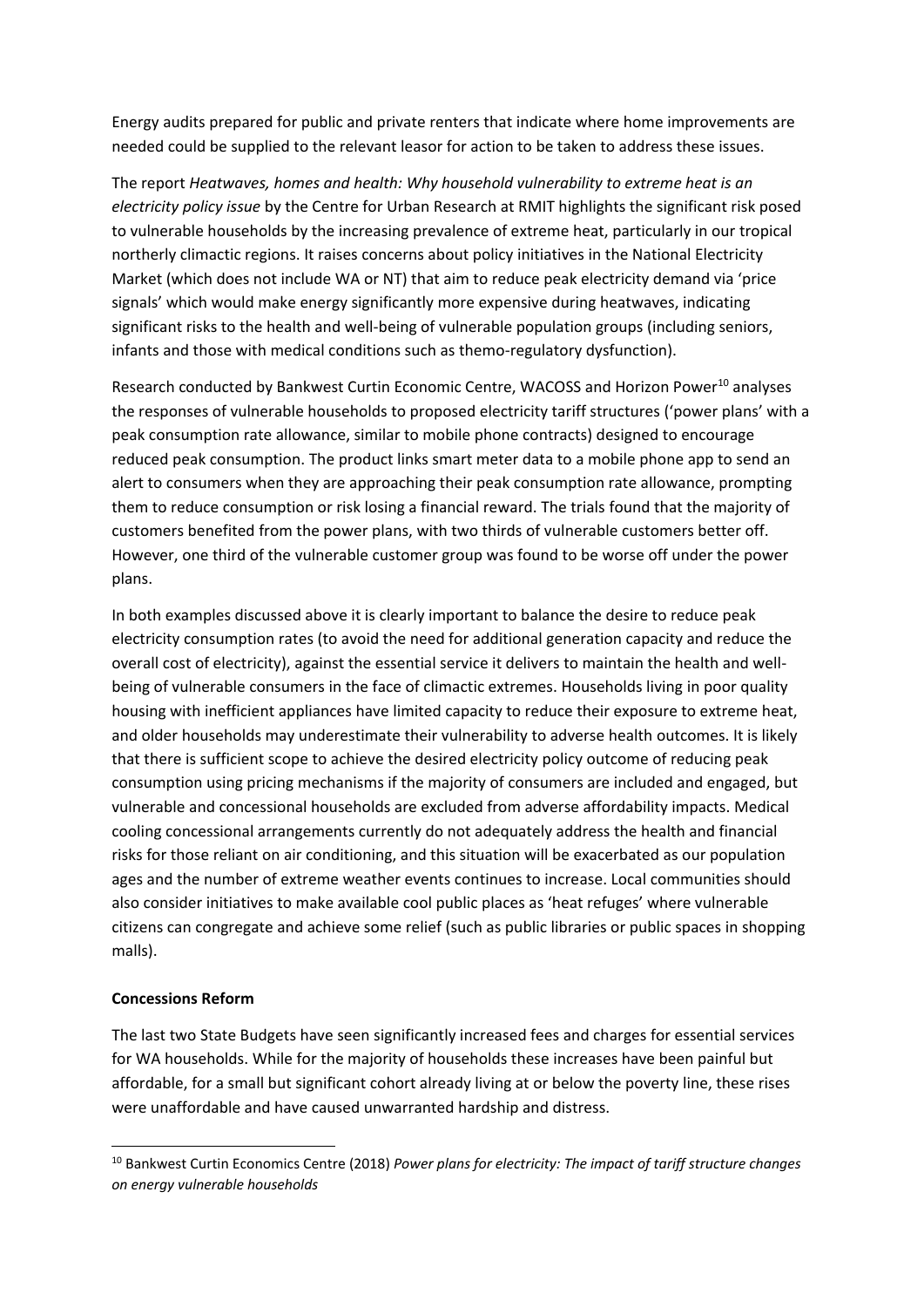Energy audits prepared for public and private renters that indicate where home improvements are needed could be supplied to the relevant leasor for action to be taken to address these issues.

The report *Heatwaves, homes and health: Why household vulnerability to extreme heat is an electricity policy issue* by the Centre for Urban Research at RMIT highlights the significant risk posed to vulnerable households by the increasing prevalence of extreme heat, particularly in our tropical northerly climactic regions. It raises concerns about policy initiatives in the National Electricity Market (which does not include WA or NT) that aim to reduce peak electricity demand via 'price signals' which would make energy significantly more expensive during heatwaves, indicating significant risks to the health and well-being of vulnerable population groups (including seniors, infants and those with medical conditions such as themo-regulatory dysfunction).

Research conducted by Bankwest Curtin Economic Centre, WACOSS and Horizon Power[10] analyses the responses of vulnerable households to proposed electricity tariff structures ('power plans' with a peak consumption rate allowance, similar to mobile phone contracts) designed to encourage reduced peak consumption. The product links smart meter data to a mobile phone app to send an alert to consumers when they are approaching their peak consumption rate allowance, prompting them to reduce consumption or risk losing a financial reward. The trials found that the majority of customers benefited from the power plans, with two thirds of vulnerable customers better off. However, one third of the vulnerable customer group was found to be worse off under the power plans.

In both examples discussed above it is clearly important to balance the desire to reduce peak electricity consumption rates (to avoid the need for additional generation capacity and reduce the overall cost of electricity), against the essential service it delivers to maintain the health and well-being of vulnerable consumers in the face of climactic extremes. Households living in poor quality housing with inefficient appliances have limited capacity to reduce their exposure to extreme heat, and older households may underestimate their vulnerability to adverse health outcomes. It is likely that there is sufficient scope to achieve the desired electricity policy outcome of reducing peak consumption using pricing mechanisms if the majority of consumers are included and engaged, but vulnerable and concessional households are excluded from adverse affordability impacts. Medical cooling concessional arrangements currently do not adequately address the health and financial risks for those reliant on air conditioning, and this situation will be exacerbated as our population ages and the number of extreme weather events continues to increase. Local communities should also consider initiatives to make available cool public places as 'heat refuges' where vulnerable citizens can congregate and achieve some relief (such as public libraries or public spaces in shopping malls).

**Concessions Reform**

The last two State Budgets have seen significantly increased fees and charges for essential services for WA households. While for the majority of households these increases have been painful but affordable, for a small but significant cohort already living at or below the poverty line, these rises were unaffordable and have caused unwarranted hardship and distress.

[10] Bankwest Curtin Economics Centre (2018) *Power plans for electricity: The impact of tariff structure changes on energy vulnerable households*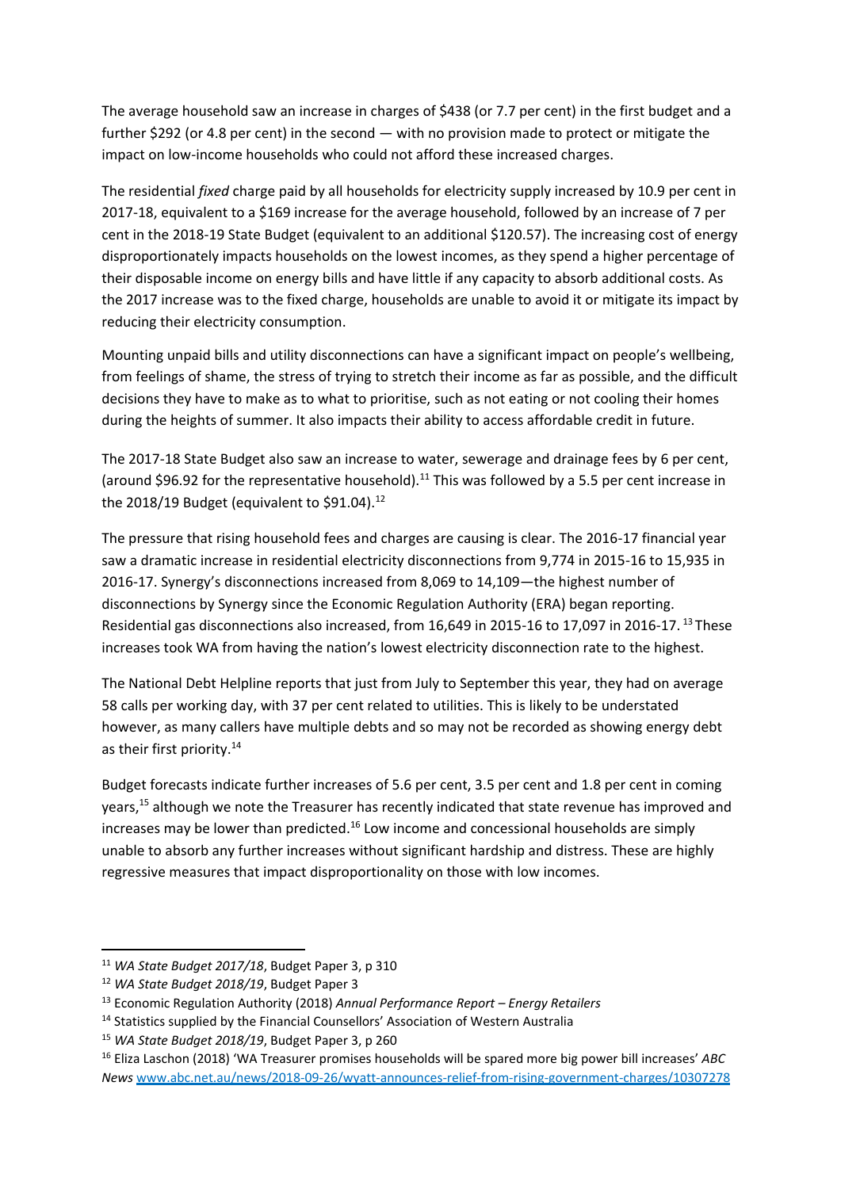The average household saw an increase in charges of $438 (or 7.7 per cent) in the first budget and a further $292 (or 4.8 per cent) in the second — with no provision made to protect or mitigate the impact on low-income households who could not afford these increased charges.

The residential *fixed* charge paid by all households for electricity supply increased by 10.9 per cent in 2017-18, equivalent to a $169 increase for the average household, followed by an increase of 7 per cent in the 2018-19 State Budget (equivalent to an additional $120.57). The increasing cost of energy disproportionately impacts households on the lowest incomes, as they spend a higher percentage of their disposable income on energy bills and have little if any capacity to absorb additional costs. As the 2017 increase was to the fixed charge, households are unable to avoid it or mitigate its impact by reducing their electricity consumption.

Mounting unpaid bills and utility disconnections can have a significant impact on people's wellbeing, from feelings of shame, the stress of trying to stretch their income as far as possible, and the difficult decisions they have to make as to what to prioritise, such as not eating or not cooling their homes during the heights of summer. It also impacts their ability to access affordable credit in future.

The 2017-18 State Budget also saw an increase to water, sewerage and drainage fees by 6 per cent, (around $96.92 for the representative household).[11] This was followed by a 5.5 per cent increase in the 2018/19 Budget (equivalent to $91.04).[12]

The pressure that rising household fees and charges are causing is clear. The 2016-17 financial year saw a dramatic increase in residential electricity disconnections from 9,774 in 2015-16 to 15,935 in 2016-17. Synergy's disconnections increased from 8,069 to 14,109—the highest number of disconnections by Synergy since the Economic Regulation Authority (ERA) began reporting. Residential gas disconnections also increased, from 16,649 in 2015-16 to 17,097 in 2016-17. [13] These increases took WA from having the nation's lowest electricity disconnection rate to the highest.

The National Debt Helpline reports that just from July to September this year, they had on average 58 calls per working day, with 37 per cent related to utilities. This is likely to be understated however, as many callers have multiple debts and so may not be recorded as showing energy debt as their first priority.[14]

Budget forecasts indicate further increases of 5.6 per cent, 3.5 per cent and 1.8 per cent in coming years,[15] although we note the Treasurer has recently indicated that state revenue has improved and increases may be lower than predicted.[16] Low income and concessional households are simply unable to absorb any further increases without significant hardship and distress. These are highly regressive measures that impact disproportionality on those with low incomes.

---

[11] *WA State Budget 2017/18*, Budget Paper 3, p 310

[12] *WA State Budget 2018/19*, Budget Paper 3

[13] Economic Regulation Authority (2018) *Annual Performance Report – Energy Retailers*

[14] Statistics supplied by the Financial Counsellors' Association of Western Australia

[15] *WA State Budget 2018/19*, Budget Paper 3, p 260

[16] Eliza Laschon (2018) 'WA Treasurer promises households will be spared more big power bill increases' *ABC News* www.abc.net.au/news/2018-09-26/wyatt-announces-relief-from-rising-government-charges/10307278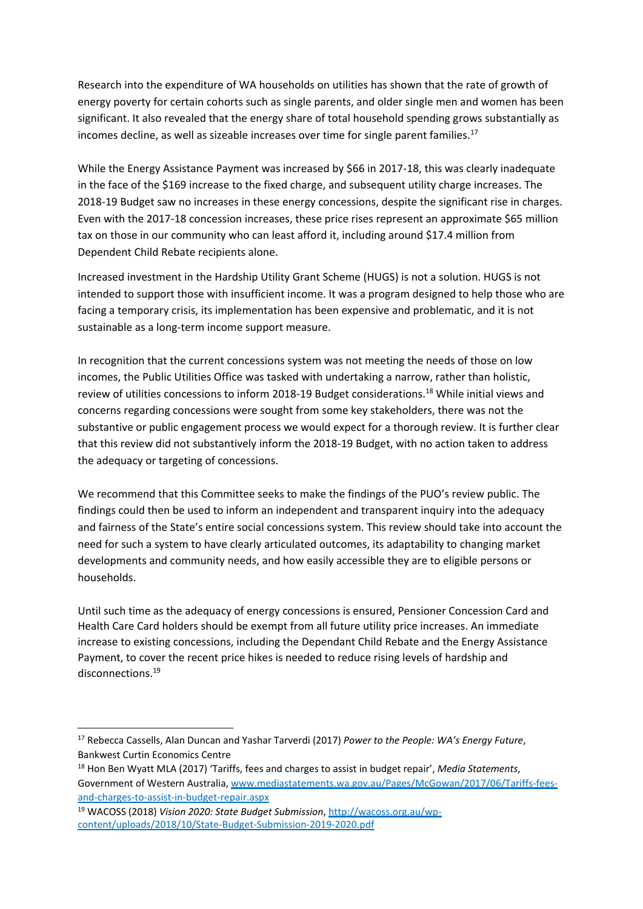Research into the expenditure of WA households on utilities has shown that the rate of growth of energy poverty for certain cohorts such as single parents, and older single men and women has been significant. It also revealed that the energy share of total household spending grows substantially as incomes decline, as well as sizeable increases over time for single parent families.[17]

While the Energy Assistance Payment was increased by $66 in 2017-18, this was clearly inadequate in the face of the $169 increase to the fixed charge, and subsequent utility charge increases. The 2018-19 Budget saw no increases in these energy concessions, despite the significant rise in charges. Even with the 2017-18 concession increases, these price rises represent an approximate $65 million tax on those in our community who can least afford it, including around $17.4 million from Dependent Child Rebate recipients alone.

Increased investment in the Hardship Utility Grant Scheme (HUGS) is not a solution. HUGS is not intended to support those with insufficient income. It was a program designed to help those who are facing a temporary crisis, its implementation has been expensive and problematic, and it is not sustainable as a long-term income support measure.

In recognition that the current concessions system was not meeting the needs of those on low incomes, the Public Utilities Office was tasked with undertaking a narrow, rather than holistic, review of utilities concessions to inform 2018-19 Budget considerations.[18] While initial views and concerns regarding concessions were sought from some key stakeholders, there was not the substantive or public engagement process we would expect for a thorough review. It is further clear that this review did not substantively inform the 2018-19 Budget, with no action taken to address the adequacy or targeting of concessions.

We recommend that this Committee seeks to make the findings of the PUO's review public. The findings could then be used to inform an independent and transparent inquiry into the adequacy and fairness of the State's entire social concessions system. This review should take into account the need for such a system to have clearly articulated outcomes, its adaptability to changing market developments and community needs, and how easily accessible they are to eligible persons or households.

Until such time as the adequacy of energy concessions is ensured, Pensioner Concession Card and Health Care Card holders should be exempt from all future utility price increases. An immediate increase to existing concessions, including the Dependant Child Rebate and the Energy Assistance Payment, to cover the recent price hikes is needed to reduce rising levels of hardship and disconnections.[19]

---

[17] Rebecca Cassells, Alan Duncan and Yashar Tarverdi (2017) *Power to the People: WA's Energy Future*, Bankwest Curtin Economics Centre

[18] Hon Ben Wyatt MLA (2017) 'Tariffs, fees and charges to assist in budget repair', *Media Statements*, Government of Western Australia, [www.mediastatements.wa.gov.au/Pages/McGowan/2017/06/Tariffs-fees-and-charges-to-assist-in-budget-repair.aspx](www.mediastatements.wa.gov.au/Pages/McGowan/2017/06/Tariffs-fees-and-charges-to-assist-in-budget-repair.aspx)

[19] WACOSS (2018) *Vision 2020: State Budget Submission*, [http://wacoss.org.au/wp-content/uploads/2018/10/State-Budget-Submission-2019-2020.pdf](http://wacoss.org.au/wp-content/uploads/2018/10/State-Budget-Submission-2019-2020.pdf)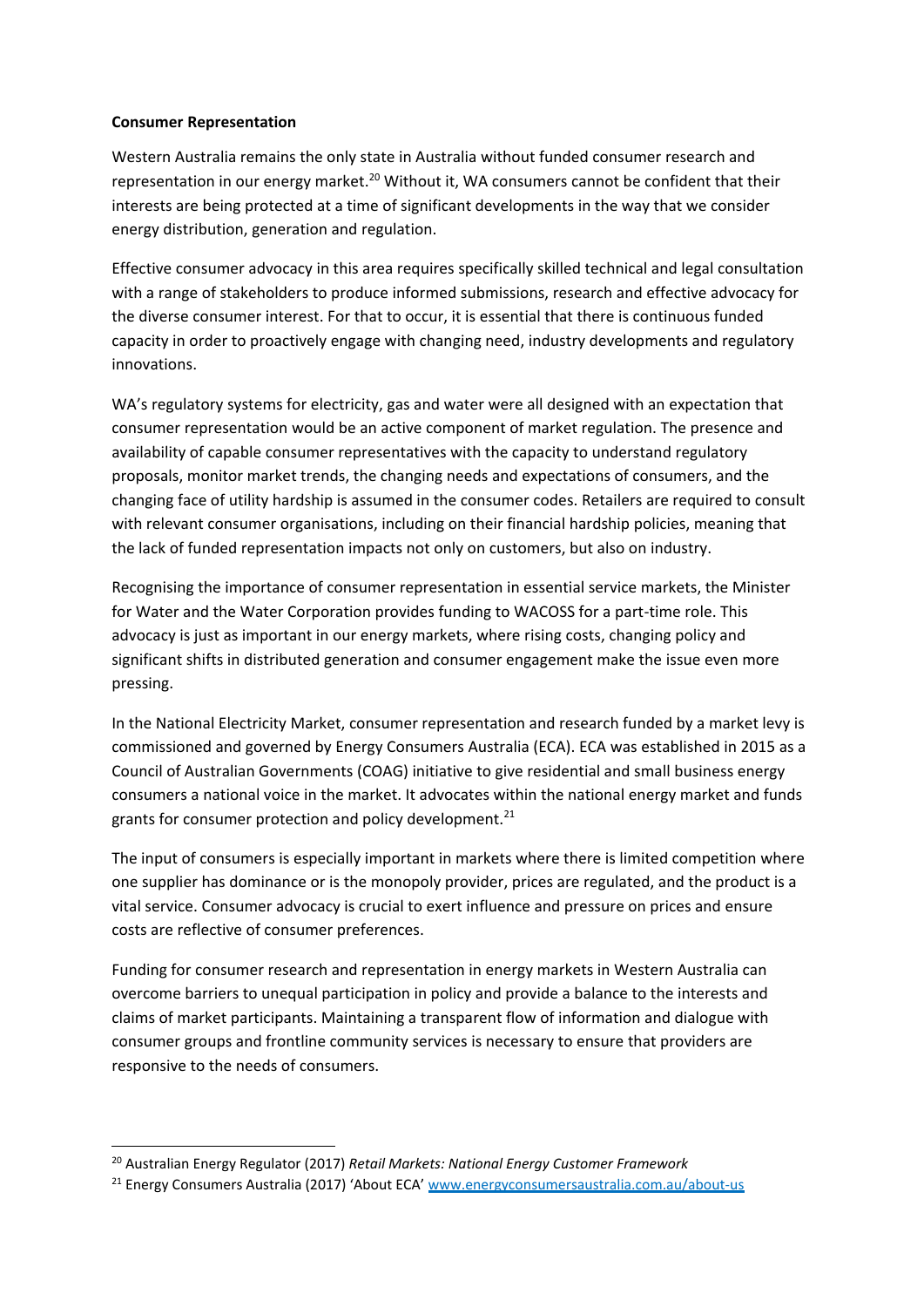**Consumer Representation**

Western Australia remains the only state in Australia without funded consumer research and representation in our energy market.[20] Without it, WA consumers cannot be confident that their interests are being protected at a time of significant developments in the way that we consider energy distribution, generation and regulation.

Effective consumer advocacy in this area requires specifically skilled technical and legal consultation with a range of stakeholders to produce informed submissions, research and effective advocacy for the diverse consumer interest. For that to occur, it is essential that there is continuous funded capacity in order to proactively engage with changing need, industry developments and regulatory innovations.

WA's regulatory systems for electricity, gas and water were all designed with an expectation that consumer representation would be an active component of market regulation. The presence and availability of capable consumer representatives with the capacity to understand regulatory proposals, monitor market trends, the changing needs and expectations of consumers, and the changing face of utility hardship is assumed in the consumer codes. Retailers are required to consult with relevant consumer organisations, including on their financial hardship policies, meaning that the lack of funded representation impacts not only on customers, but also on industry.

Recognising the importance of consumer representation in essential service markets, the Minister for Water and the Water Corporation provides funding to WACOSS for a part-time role. This advocacy is just as important in our energy markets, where rising costs, changing policy and significant shifts in distributed generation and consumer engagement make the issue even more pressing.

In the National Electricity Market, consumer representation and research funded by a market levy is commissioned and governed by Energy Consumers Australia (ECA). ECA was established in 2015 as a Council of Australian Governments (COAG) initiative to give residential and small business energy consumers a national voice in the market. It advocates within the national energy market and funds grants for consumer protection and policy development.[21]

The input of consumers is especially important in markets where there is limited competition where one supplier has dominance or is the monopoly provider, prices are regulated, and the product is a vital service. Consumer advocacy is crucial to exert influence and pressure on prices and ensure costs are reflective of consumer preferences.

Funding for consumer research and representation in energy markets in Western Australia can overcome barriers to unequal participation in policy and provide a balance to the interests and claims of market participants. Maintaining a transparent flow of information and dialogue with consumer groups and frontline community services is necessary to ensure that providers are responsive to the needs of consumers.

---

[20] Australian Energy Regulator (2017) *Retail Markets: National Energy Customer Framework*

[21] Energy Consumers Australia (2017) 'About ECA' www.energyconsumersaustralia.com.au/about-us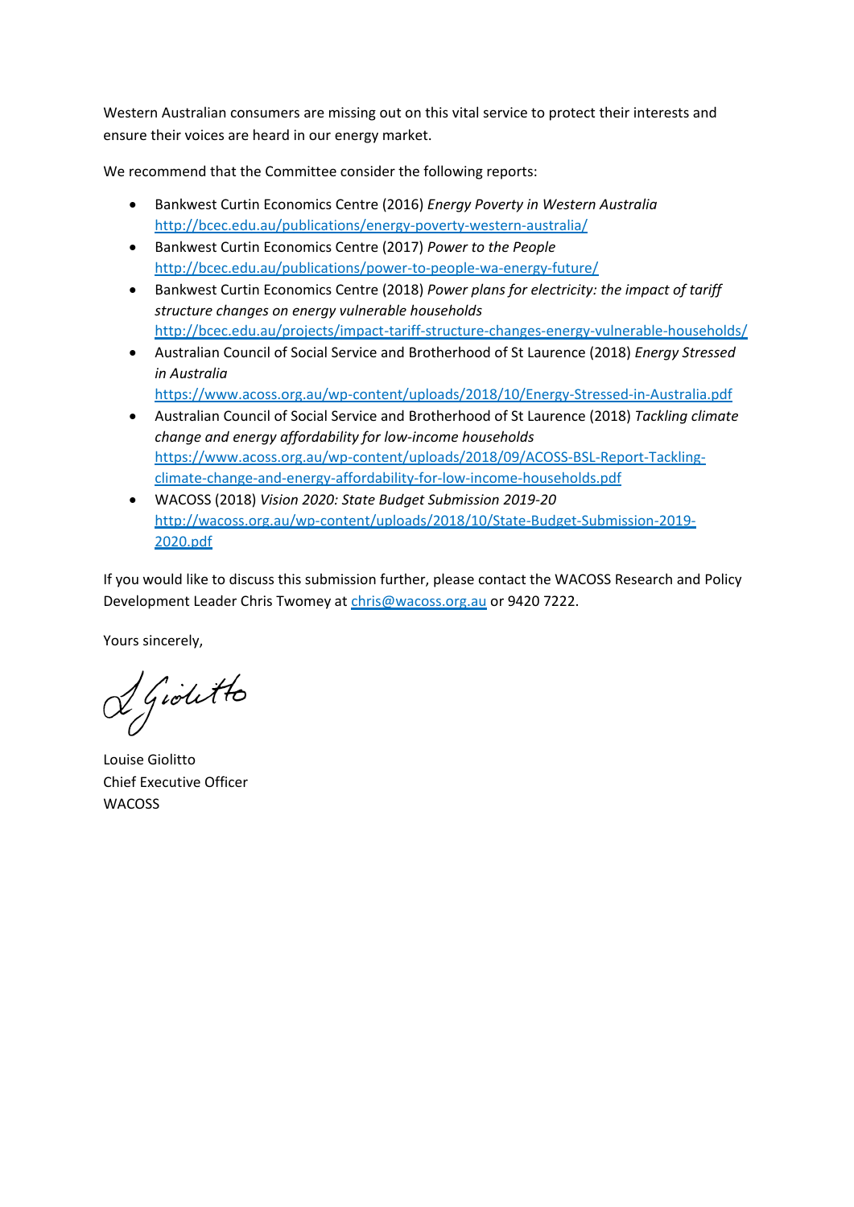Western Australian consumers are missing out on this vital service to protect their interests and ensure their voices are heard in our energy market.

We recommend that the Committee consider the following reports:

- Bankwest Curtin Economics Centre (2016) *Energy Poverty in Western Australia* http://bcec.edu.au/publications/energy-poverty-western-australia/
- Bankwest Curtin Economics Centre (2017) *Power to the People* http://bcec.edu.au/publications/power-to-people-wa-energy-future/
- Bankwest Curtin Economics Centre (2018) *Power plans for electricity: the impact of tariff structure changes on energy vulnerable households* http://bcec.edu.au/projects/impact-tariff-structure-changes-energy-vulnerable-households/
- Australian Council of Social Service and Brotherhood of St Laurence (2018) *Energy Stressed in Australia* https://www.acoss.org.au/wp-content/uploads/2018/10/Energy-Stressed-in-Australia.pdf
- Australian Council of Social Service and Brotherhood of St Laurence (2018) *Tackling climate change and energy affordability for low-income households* https://www.acoss.org.au/wp-content/uploads/2018/09/ACOSS-BSL-Report-Tackling-climate-change-and-energy-affordability-for-low-income-households.pdf
- WACOSS (2018) *Vision 2020: State Budget Submission 2019-20* http://wacoss.org.au/wp-content/uploads/2018/10/State-Budget-Submission-2019-2020.pdf

If you would like to discuss this submission further, please contact the WACOSS Research and Policy Development Leader Chris Twomey at chris@wacoss.org.au or 9420 7222.

Yours sincerely,

L Giolitto

Louise Giolitto
Chief Executive Officer
WACOSS